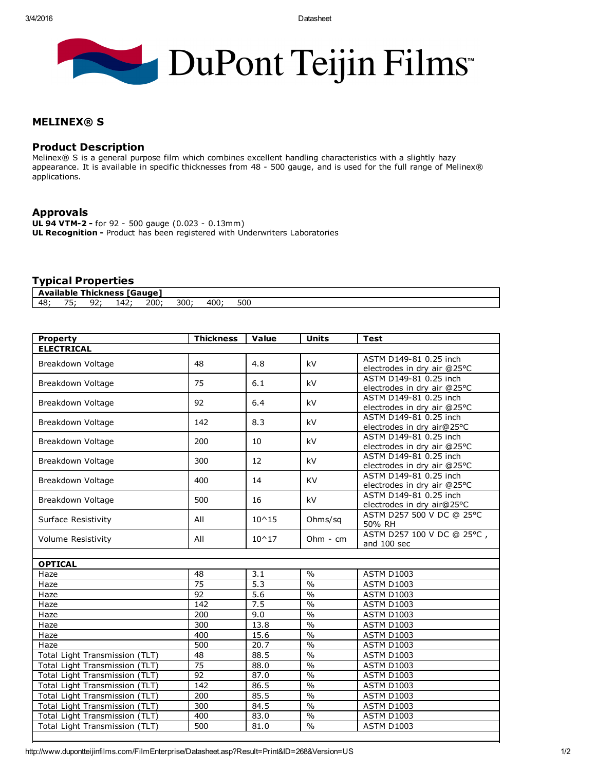DuPont Teijin Films™

## MELINEX® S

### Product Description

Melinex® S is a general purpose film which combines excellent handling characteristics with a slightly hazy appearance. It is available in specific thicknesses from 48 - 500 gauge, and is used for the full range of Melinex® applications.

### Approvals

**UL 94 VTM-2 -** for 92 - 500 gauge (0.023 - 0.13mm)
**UL Recognition -** Product has been registered with Underwriters Laboratories

### Typical Properties

| Available Thickness [Gauge] |
|---|
| 48; 75; 92; 142; 200; 300; 400; 500 |

| Property | Thickness | Value | Units | Test |
|---|---|---|---|---|
| **ELECTRICAL** | | | | |
| Breakdown Voltage | 48 | 4.8 | kV | ASTM D149-81 0.25 inch electrodes in dry air @25°C |
| Breakdown Voltage | 75 | 6.1 | kV | ASTM D149-81 0.25 inch electrodes in dry air @25°C |
| Breakdown Voltage | 92 | 6.4 | kV | ASTM D149-81 0.25 inch electrodes in dry air @25°C |
| Breakdown Voltage | 142 | 8.3 | kV | ASTM D149-81 0.25 inch electrodes in dry air@25°C |
| Breakdown Voltage | 200 | 10 | kV | ASTM D149-81 0.25 inch electrodes in dry air @25°C |
| Breakdown Voltage | 300 | 12 | kV | ASTM D149-81 0.25 inch electrodes in dry air @25°C |
| Breakdown Voltage | 400 | 14 | KV | ASTM D149-81 0.25 inch electrodes in dry air @25°C |
| Breakdown Voltage | 500 | 16 | kV | ASTM D149-81 0.25 inch electrodes in dry air@25°C |
| Surface Resistivity | All | 10^15 | Ohms/sq | ASTM D257 500 V DC @ 25°C 50% RH |
| Volume Resistivity | All | 10^17 | Ohm - cm | ASTM D257 100 V DC @ 25°C , and 100 sec |
| | | | | |
| **OPTICAL** | | | | |
| Haze | 48 | 3.1 | % | ASTM D1003 |
| Haze | 75 | 5.3 | % | ASTM D1003 |
| Haze | 92 | 5.6 | % | ASTM D1003 |
| Haze | 142 | 7.5 | % | ASTM D1003 |
| Haze | 200 | 9.0 | % | ASTM D1003 |
| Haze | 300 | 13.8 | % | ASTM D1003 |
| Haze | 400 | 15.6 | % | ASTM D1003 |
| Haze | 500 | 20.7 | % | ASTM D1003 |
| Total Light Transmission (TLT) | 48 | 88.5 | % | ASTM D1003 |
| Total Light Transmission (TLT) | 75 | 88.0 | % | ASTM D1003 |
| Total Light Transmission (TLT) | 92 | 87.0 | % | ASTM D1003 |
| Total Light Transmission (TLT) | 142 | 86.5 | % | ASTM D1003 |
| Total Light Transmission (TLT) | 200 | 85.5 | % | ASTM D1003 |
| Total Light Transmission (TLT) | 300 | 84.5 | % | ASTM D1003 |
| Total Light Transmission (TLT) | 400 | 83.0 | % | ASTM D1003 |
| Total Light Transmission (TLT) | 500 | 81.0 | % | ASTM D1003 |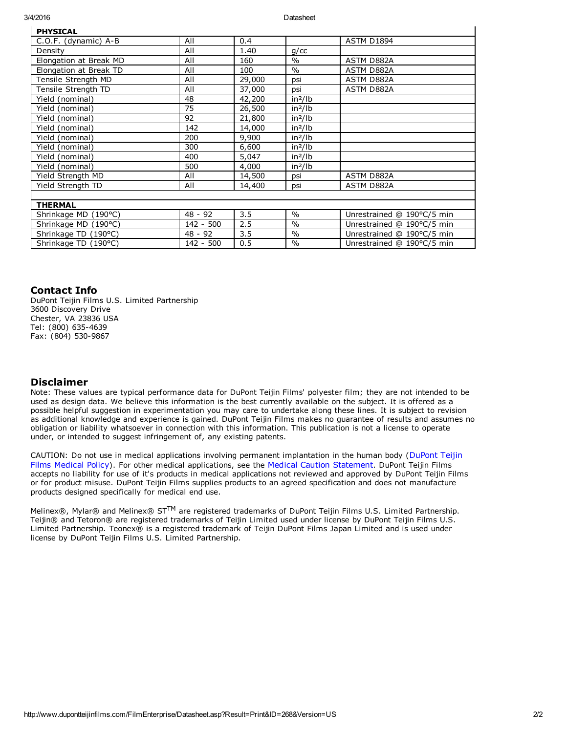| | | | | |
|---|---|---|---|---|
| **PHYSICAL** | | | | |
| C.O.F. (dynamic) A-B | All | 0.4 | | ASTM D1894 |
| Density | All | 1.40 | g/cc | |
| Elongation at Break MD | All | 160 | % | ASTM D882A |
| Elongation at Break TD | All | 100 | % | ASTM D882A |
| Tensile Strength MD | All | 29,000 | psi | ASTM D882A |
| Tensile Strength TD | All | 37,000 | psi | ASTM D882A |
| Yield (nominal) | 48 | 42,200 | $in^2/lb$ | |
| Yield (nominal) | 75 | 26,500 | $in^2/lb$ | |
| Yield (nominal) | 92 | 21,800 | $in^2/lb$ | |
| Yield (nominal) | 142 | 14,000 | $in^2/lb$ | |
| Yield (nominal) | 200 | 9,900 | $in^2/lb$ | |
| Yield (nominal) | 300 | 6,600 | $in^2/lb$ | |
| Yield (nominal) | 400 | 5,047 | $in^2/lb$ | |
| Yield (nominal) | 500 | 4,000 | $in^2/lb$ | |
| Yield Strength MD | All | 14,500 | psi | ASTM D882A |
| Yield Strength TD | All | 14,400 | psi | ASTM D882A |
| | | | | |
| **THERMAL** | | | | |
| Shrinkage MD (190°C) | 48 - 92 | 3.5 | % | Unrestrained @ 190°C/5 min |
| Shrinkage MD (190°C) | 142 - 500 | 2.5 | % | Unrestrained @ 190°C/5 min |
| Shrinkage TD (190°C) | 48 - 92 | 3.5 | % | Unrestrained @ 190°C/5 min |
| Shrinkage TD (190°C) | 142 - 500 | 0.5 | % | Unrestrained @ 190°C/5 min |

## Contact Info

DuPont Teijin Films U.S. Limited Partnership
3600 Discovery Drive
Chester, VA 23836 USA
Tel: (800) 635-4639
Fax: (804) 530-9867

## Disclaimer

Note: These values are typical performance data for DuPont Teijin Films' polyester film; they are not intended to be used as design data. We believe this information is the best currently available on the subject. It is offered as a possible helpful suggestion in experimentation you may care to undertake along these lines. It is subject to revision as additional knowledge and experience is gained. DuPont Teijin Films makes no guarantee of results and assumes no obligation or liability whatsoever in connection with this information. This publication is not a license to operate under, or intended to suggest infringement of, any existing patents.

CAUTION: Do not use in medical applications involving permanent implantation in the human body (DuPont Teijin Films Medical Policy). For other medical applications, see the Medical Caution Statement. DuPont Teijin Films accepts no liability for use of it's products in medical applications not reviewed and approved by DuPont Teijin Films or for product misuse. DuPont Teijin Films supplies products to an agreed specification and does not manufacture products designed specifically for medical end use.

Melinex®, Mylar® and Melinex® ST™ are registered trademarks of DuPont Teijin Films U.S. Limited Partnership. Teijin® and Tetoron® are registered trademarks of Teijin Limited used under license by DuPont Teijin Films U.S. Limited Partnership. Teonex® is a registered trademark of Teijin DuPont Films Japan Limited and is used under license by DuPont Teijin Films U.S. Limited Partnership.